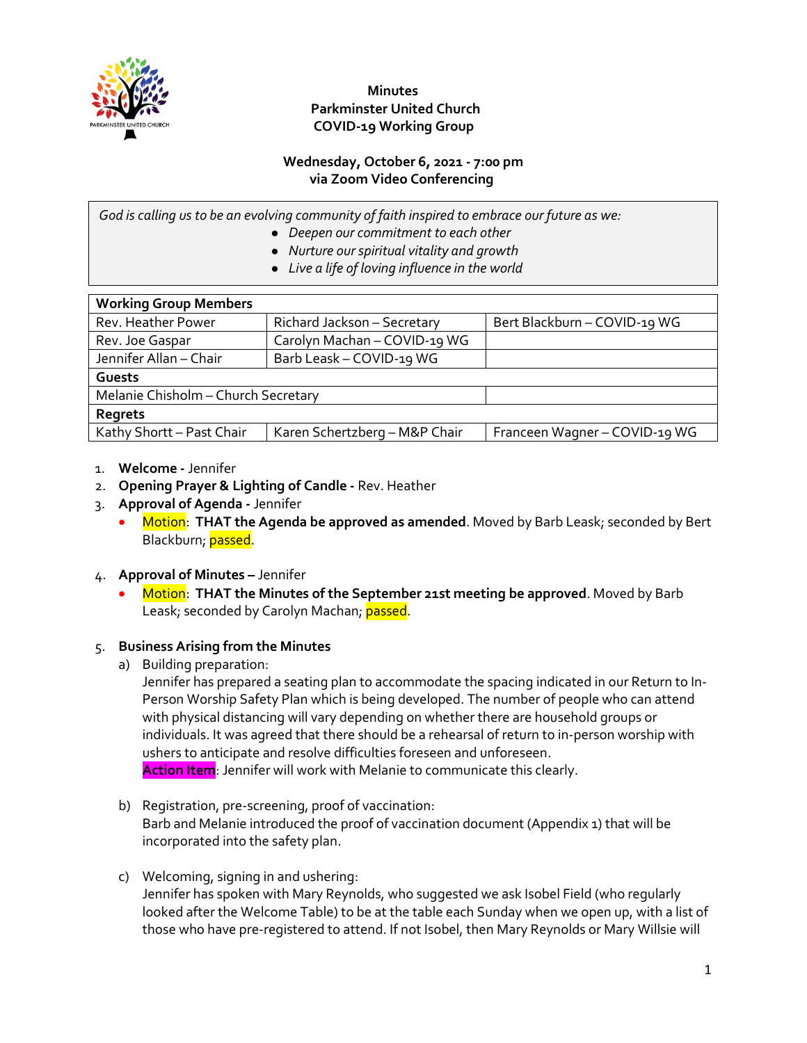# Minutes
## Parkminster United Church
## COVID-19 Working Group

**Wednesday, October 6, 2021 - 7:00 pm**
**via Zoom Video Conferencing**

*God is calling us to be an evolving community of faith inspired to embrace our future as we:*
- *Deepen our commitment to each other*
- *Nurture our spiritual vitality and growth*
- *Live a life of loving influence in the world*

| **Working Group Members** | | |
|---|---|---|
| Rev. Heather Power | Richard Jackson – Secretary | Bert Blackburn – COVID-19 WG |
| Rev. Joe Gaspar | Carolyn Machan – COVID-19 WG | |
| Jennifer Allan – Chair | Barb Leask – COVID-19 WG | |
| **Guests** | | |
| Melanie Chisholm – Church Secretary | | |
| **Regrets** | | |
| Kathy Shortt – Past Chair | Karen Schertzberg – M&P Chair | Franceen Wagner – COVID-19 WG |

1. **Welcome -** Jennifer
2. **Opening Prayer & Lighting of Candle -** Rev. Heather
3. **Approval of Agenda -** Jennifer
   - Motion: **THAT the Agenda be approved as amended**. Moved by Barb Leask; seconded by Bert Blackburn; passed.
4. **Approval of Minutes –** Jennifer
   - Motion: **THAT the Minutes of the September 21st meeting be approved**. Moved by Barb Leask; seconded by Carolyn Machan; passed.
5. **Business Arising from the Minutes**
   a) Building preparation:
      Jennifer has prepared a seating plan to accommodate the spacing indicated in our Return to In-Person Worship Safety Plan which is being developed. The number of people who can attend with physical distancing will vary depending on whether there are household groups or individuals. It was agreed that there should be a rehearsal of return to in-person worship with ushers to anticipate and resolve difficulties foreseen and unforeseen.
      **Action Item**: Jennifer will work with Melanie to communicate this clearly.

   b) Registration, pre-screening, proof of vaccination:
      Barb and Melanie introduced the proof of vaccination document (Appendix 1) that will be incorporated into the safety plan.

   c) Welcoming, signing in and ushering:
      Jennifer has spoken with Mary Reynolds, who suggested we ask Isobel Field (who regularly looked after the Welcome Table) to be at the table each Sunday when we open up, with a list of those who have pre-registered to attend. If not Isobel, then Mary Reynolds or Mary Willsie will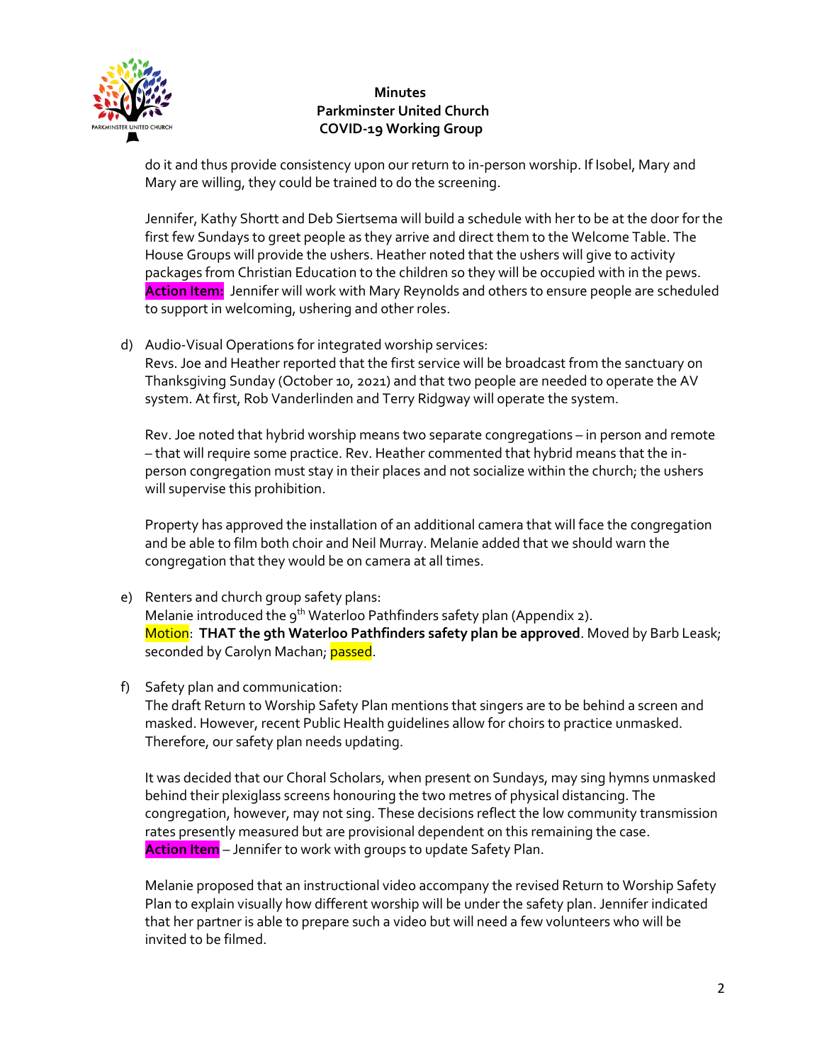do it and thus provide consistency upon our return to in-person worship. If Isobel, Mary and Mary are willing, they could be trained to do the screening.

Jennifer, Kathy Shortt and Deb Siertsema will build a schedule with her to be at the door for the first few Sundays to greet people as they arrive and direct them to the Welcome Table. The House Groups will provide the ushers. Heather noted that the ushers will give to activity packages from Christian Education to the children so they will be occupied with in the pews. **Action Item:** Jennifer will work with Mary Reynolds and others to ensure people are scheduled to support in welcoming, ushering and other roles.

d) Audio-Visual Operations for integrated worship services:
Revs. Joe and Heather reported that the first service will be broadcast from the sanctuary on Thanksgiving Sunday (October 10, 2021) and that two people are needed to operate the AV system. At first, Rob Vanderlinden and Terry Ridgway will operate the system.

Rev. Joe noted that hybrid worship means two separate congregations – in person and remote – that will require some practice. Rev. Heather commented that hybrid means that the in-person congregation must stay in their places and not socialize within the church; the ushers will supervise this prohibition.

Property has approved the installation of an additional camera that will face the congregation and be able to film both choir and Neil Murray. Melanie added that we should warn the congregation that they would be on camera at all times.

e) Renters and church group safety plans:
Melanie introduced the 9th Waterloo Pathfinders safety plan (Appendix 2).
Motion: **THAT the 9th Waterloo Pathfinders safety plan be approved**. Moved by Barb Leask; seconded by Carolyn Machan; passed.

f) Safety plan and communication:
The draft Return to Worship Safety Plan mentions that singers are to be behind a screen and masked. However, recent Public Health guidelines allow for choirs to practice unmasked. Therefore, our safety plan needs updating.

It was decided that our Choral Scholars, when present on Sundays, may sing hymns unmasked behind their plexiglass screens honouring the two metres of physical distancing. The congregation, however, may not sing. These decisions reflect the low community transmission rates presently measured but are provisional dependent on this remaining the case.
**Action Item** – Jennifer to work with groups to update Safety Plan.

Melanie proposed that an instructional video accompany the revised Return to Worship Safety Plan to explain visually how different worship will be under the safety plan. Jennifer indicated that her partner is able to prepare such a video but will need a few volunteers who will be invited to be filmed.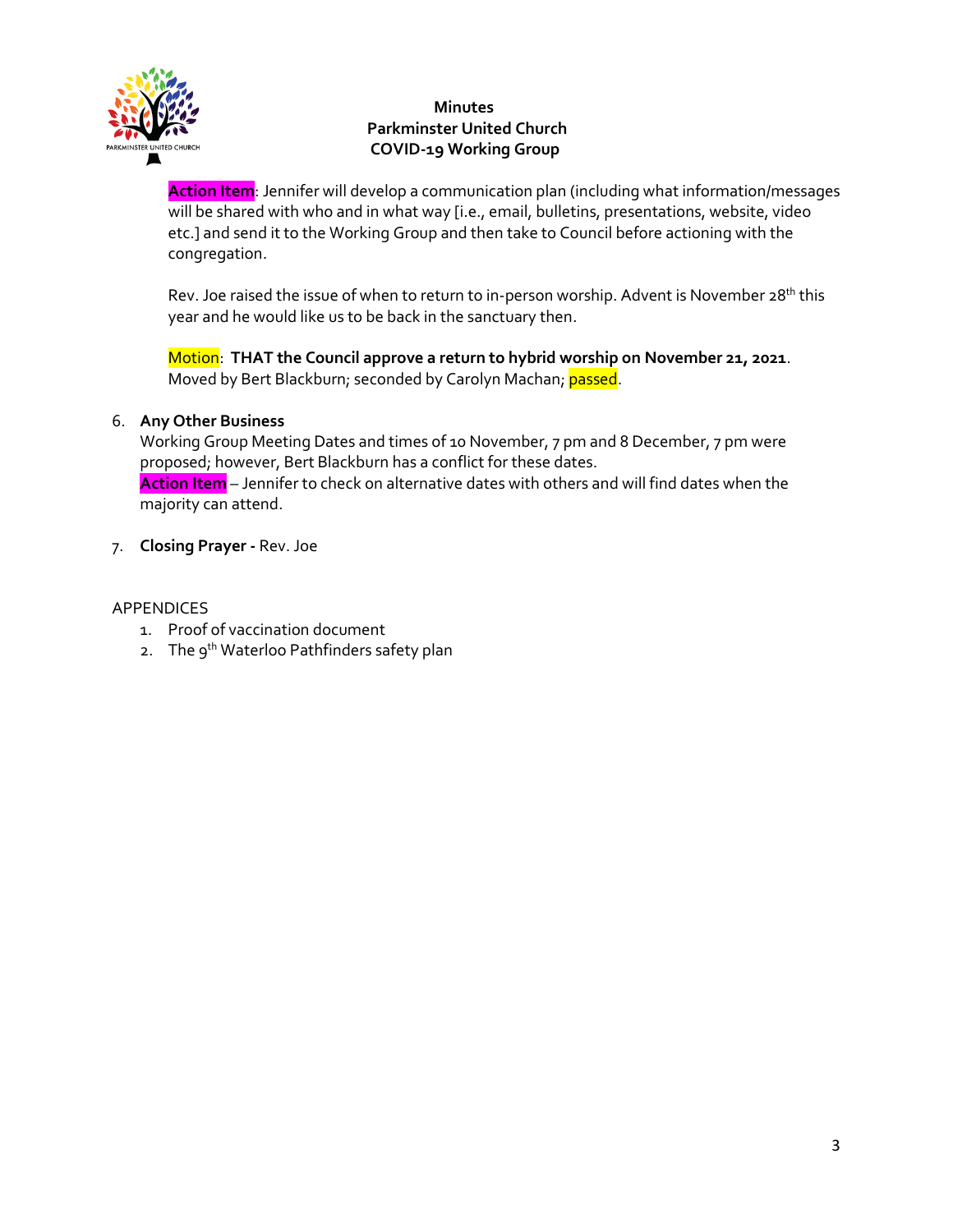**Action Item**: Jennifer will develop a communication plan (including what information/messages will be shared with who and in what way [i.e., email, bulletins, presentations, website, video etc.] and send it to the Working Group and then take to Council before actioning with the congregation.

Rev. Joe raised the issue of when to return to in-person worship. Advent is November 28th this year and he would like us to be back in the sanctuary then.

Motion: **THAT the Council approve a return to hybrid worship on November 21, 2021**. Moved by Bert Blackburn; seconded by Carolyn Machan; passed.

6. **Any Other Business**
   Working Group Meeting Dates and times of 10 November, 7 pm and 8 December, 7 pm were proposed; however, Bert Blackburn has a conflict for these dates.
   **Action Item** – Jennifer to check on alternative dates with others and will find dates when the majority can attend.

7. **Closing Prayer -** Rev. Joe

APPENDICES

1. Proof of vaccination document
2. The 9th Waterloo Pathfinders safety plan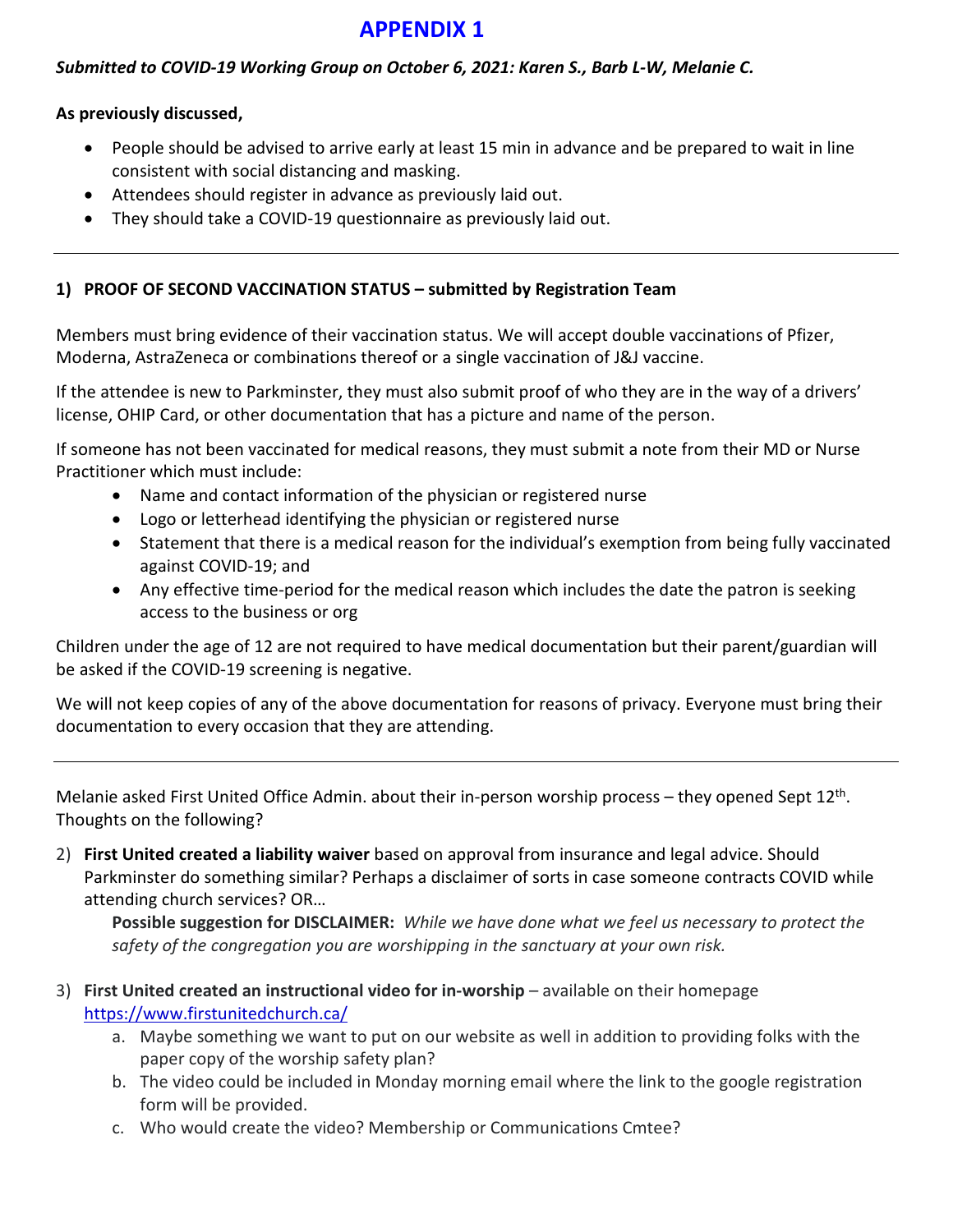# APPENDIX 1

***Submitted to COVID-19 Working Group on October 6, 2021: Karen S., Barb L-W, Melanie C.***

**As previously discussed,**

- People should be advised to arrive early at least 15 min in advance and be prepared to wait in line consistent with social distancing and masking.
- Attendees should register in advance as previously laid out.
- They should take a COVID-19 questionnaire as previously laid out.

---

**1) PROOF OF SECOND VACCINATION STATUS – submitted by Registration Team**

Members must bring evidence of their vaccination status. We will accept double vaccinations of Pfizer, Moderna, AstraZeneca or combinations thereof or a single vaccination of J&J vaccine.

If the attendee is new to Parkminster, they must also submit proof of who they are in the way of a drivers' license, OHIP Card, or other documentation that has a picture and name of the person.

If someone has not been vaccinated for medical reasons, they must submit a note from their MD or Nurse Practitioner which must include:

- Name and contact information of the physician or registered nurse
- Logo or letterhead identifying the physician or registered nurse
- Statement that there is a medical reason for the individual's exemption from being fully vaccinated against COVID-19; and
- Any effective time-period for the medical reason which includes the date the patron is seeking access to the business or org

Children under the age of 12 are not required to have medical documentation but their parent/guardian will be asked if the COVID-19 screening is negative.

We will not keep copies of any of the above documentation for reasons of privacy. Everyone must bring their documentation to every occasion that they are attending.

---

Melanie asked First United Office Admin. about their in-person worship process – they opened Sept 12th. Thoughts on the following?

2) **First United created a liability waiver** based on approval from insurance and legal advice. Should Parkminster do something similar? Perhaps a disclaimer of sorts in case someone contracts COVID while attending church services? OR…

   **Possible suggestion for DISCLAIMER:** *While we have done what we feel us necessary to protect the safety of the congregation you are worshipping in the sanctuary at your own risk.*

3) **First United created an instructional video for in-worship** – available on their homepage https://www.firstunitedchurch.ca/
   a. Maybe something we want to put on our website as well in addition to providing folks with the paper copy of the worship safety plan?
   b. The video could be included in Monday morning email where the link to the google registration form will be provided.
   c. Who would create the video? Membership or Communications Cmtee?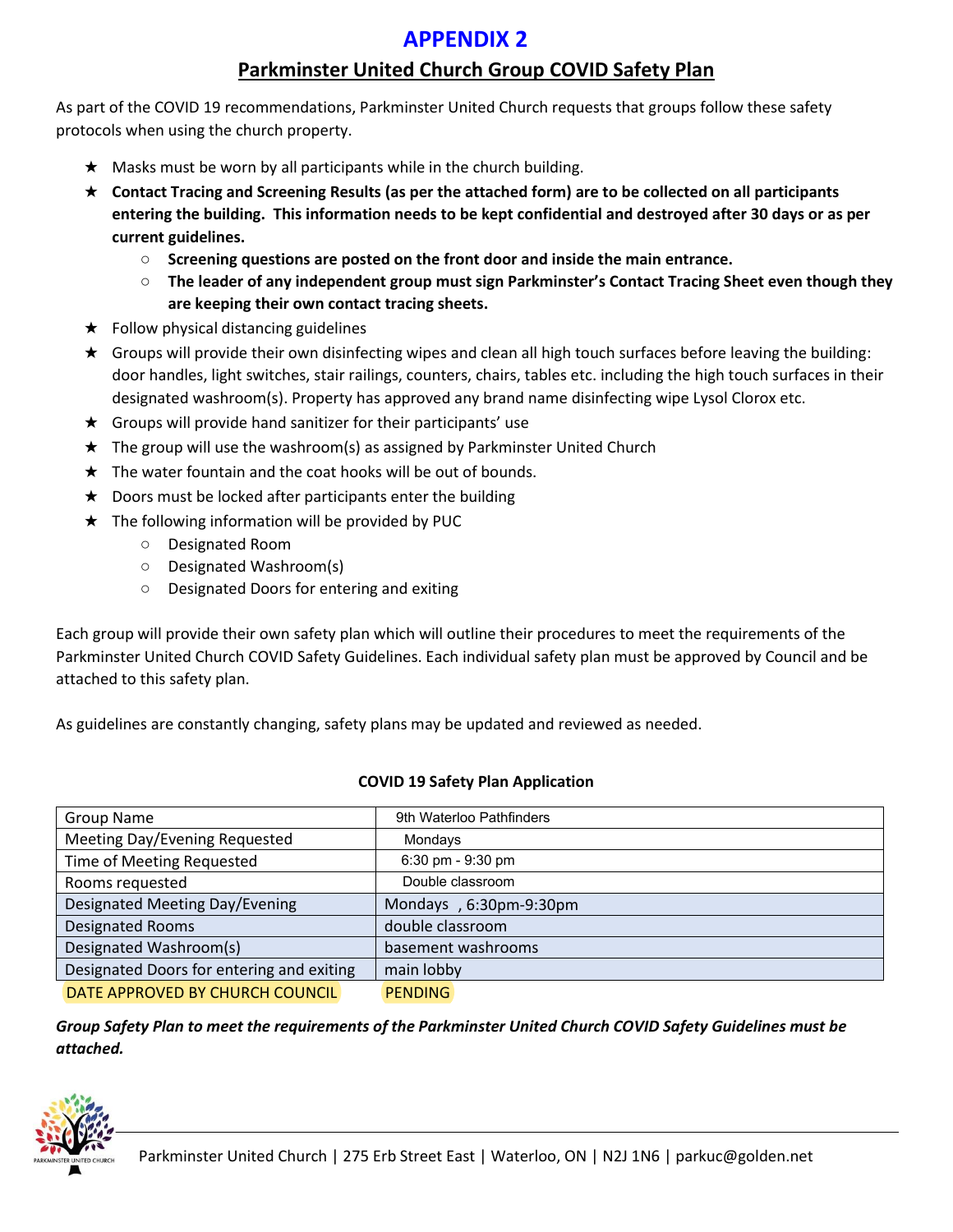# APPENDIX 2

## Parkminster United Church Group COVID Safety Plan

As part of the COVID 19 recommendations, Parkminster United Church requests that groups follow these safety protocols when using the church property.

- Masks must be worn by all participants while in the church building.
- **Contact Tracing and Screening Results (as per the attached form) are to be collected on all participants entering the building. This information needs to be kept confidential and destroyed after 30 days or as per current guidelines.**
  - **Screening questions are posted on the front door and inside the main entrance.**
  - **The leader of any independent group must sign Parkminster's Contact Tracing Sheet even though they are keeping their own contact tracing sheets.**
- Follow physical distancing guidelines
- Groups will provide their own disinfecting wipes and clean all high touch surfaces before leaving the building: door handles, light switches, stair railings, counters, chairs, tables etc. including the high touch surfaces in their designated washroom(s). Property has approved any brand name disinfecting wipe Lysol Clorox etc.
- Groups will provide hand sanitizer for their participants' use
- The group will use the washroom(s) as assigned by Parkminster United Church
- The water fountain and the coat hooks will be out of bounds.
- Doors must be locked after participants enter the building
- The following information will be provided by PUC
  - Designated Room
  - Designated Washroom(s)
  - Designated Doors for entering and exiting

Each group will provide their own safety plan which will outline their procedures to meet the requirements of the Parkminster United Church COVID Safety Guidelines. Each individual safety plan must be approved by Council and be attached to this safety plan.

As guidelines are constantly changing, safety plans may be updated and reviewed as needed.

**COVID 19 Safety Plan Application**

| | |
|---|---|
| Group Name | 9th Waterloo Pathfinders |
| Meeting Day/Evening Requested | Mondays |
| Time of Meeting Requested | 6:30 pm - 9:30 pm |
| Rooms requested | Double classroom |
| Designated Meeting Day/Evening | Mondays , 6:30pm-9:30pm |
| Designated Rooms | double classroom |
| Designated Washroom(s) | basement washrooms |
| Designated Doors for entering and exiting | main lobby |
| DATE APPROVED BY CHURCH COUNCIL | PENDING |

***Group Safety Plan to meet the requirements of the Parkminster United Church COVID Safety Guidelines must be attached.***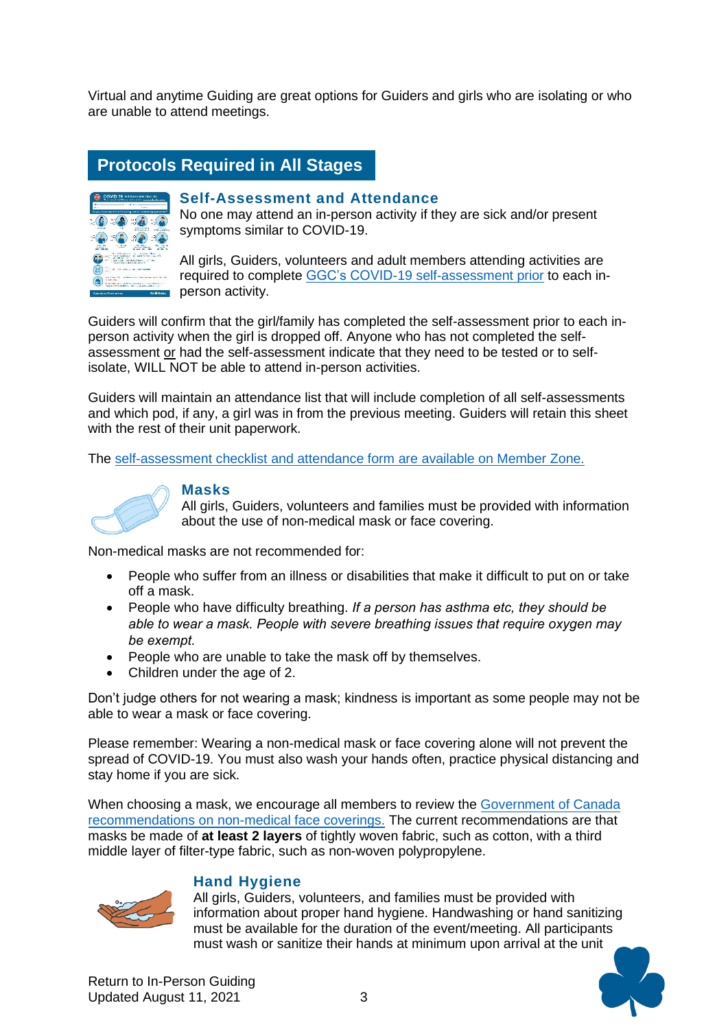Virtual and anytime Guiding are great options for Guiders and girls who are isolating or who are unable to attend meetings.

## Protocols Required in All Stages

### Self-Assessment and Attendance

No one may attend an in-person activity if they are sick and/or present symptoms similar to COVID-19.

All girls, Guiders, volunteers and adult members attending activities are required to complete GGC's COVID-19 self-assessment prior to each in-person activity.

Guiders will confirm that the girl/family has completed the self-assessment prior to each in-person activity when the girl is dropped off. Anyone who has not completed the self-assessment or had the self-assessment indicate that they need to be tested or to self-isolate, WILL NOT be able to attend in-person activities.

Guiders will maintain an attendance list that will include completion of all self-assessments and which pod, if any, a girl was in from the previous meeting. Guiders will retain this sheet with the rest of their unit paperwork.

The self-assessment checklist and attendance form are available on Member Zone.

### Masks

All girls, Guiders, volunteers and families must be provided with information about the use of non-medical mask or face covering.

Non-medical masks are not recommended for:

- People who suffer from an illness or disabilities that make it difficult to put on or take off a mask.
- People who have difficulty breathing. *If a person has asthma etc, they should be able to wear a mask. People with severe breathing issues that require oxygen may be exempt.*
- People who are unable to take the mask off by themselves.
- Children under the age of 2.

Don't judge others for not wearing a mask; kindness is important as some people may not be able to wear a mask or face covering.

Please remember: Wearing a non-medical mask or face covering alone will not prevent the spread of COVID-19. You must also wash your hands often, practice physical distancing and stay home if you are sick.

When choosing a mask, we encourage all members to review the Government of Canada recommendations on non-medical face coverings. The current recommendations are that masks be made of **at least 2 layers** of tightly woven fabric, such as cotton, with a third middle layer of filter-type fabric, such as non-woven polypropylene.

### Hand Hygiene

All girls, Guiders, volunteers, and families must be provided with information about proper hand hygiene. Handwashing or hand sanitizing must be available for the duration of the event/meeting. All participants must wash or sanitize their hands at minimum upon arrival at the unit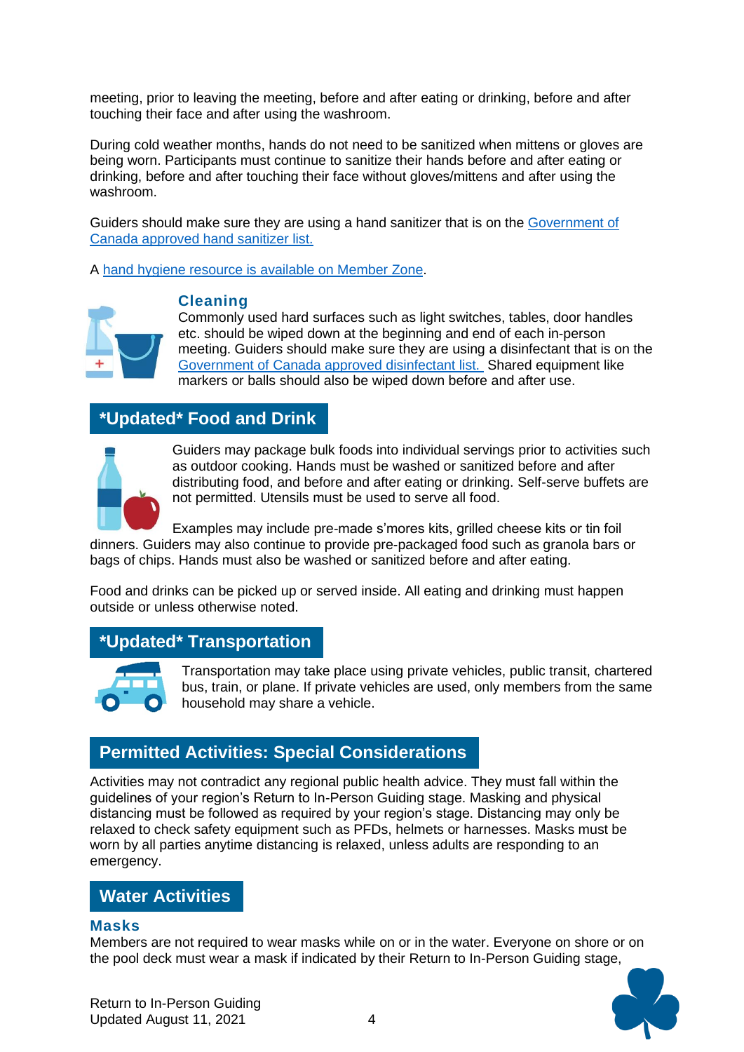meeting, prior to leaving the meeting, before and after eating or drinking, before and after touching their face and after using the washroom.

During cold weather months, hands do not need to be sanitized when mittens or gloves are being worn. Participants must continue to sanitize their hands before and after eating or drinking, before and after touching their face without gloves/mittens and after using the washroom.

Guiders should make sure they are using a hand sanitizer that is on the Government of Canada approved hand sanitizer list.

A hand hygiene resource is available on Member Zone.

### Cleaning

Commonly used hard surfaces such as light switches, tables, door handles etc. should be wiped down at the beginning and end of each in-person meeting. Guiders should make sure they are using a disinfectant that is on the Government of Canada approved disinfectant list. Shared equipment like markers or balls should also be wiped down before and after use.

## *Updated* Food and Drink

Guiders may package bulk foods into individual servings prior to activities such as outdoor cooking. Hands must be washed or sanitized before and after distributing food, and before and after eating or drinking. Self-serve buffets are not permitted. Utensils must be used to serve all food.

Examples may include pre-made s'mores kits, grilled cheese kits or tin foil dinners. Guiders may also continue to provide pre-packaged food such as granola bars or bags of chips. Hands must also be washed or sanitized before and after eating.

Food and drinks can be picked up or served inside. All eating and drinking must happen outside or unless otherwise noted.

## *Updated* Transportation

Transportation may take place using private vehicles, public transit, chartered bus, train, or plane. If private vehicles are used, only members from the same household may share a vehicle.

## Permitted Activities: Special Considerations

Activities may not contradict any regional public health advice. They must fall within the guidelines of your region's Return to In-Person Guiding stage. Masking and physical distancing must be followed as required by your region's stage. Distancing may only be relaxed to check safety equipment such as PFDs, helmets or harnesses. Masks must be worn by all parties anytime distancing is relaxed, unless adults are responding to an emergency.

## Water Activities

### Masks

Members are not required to wear masks while on or in the water. Everyone on shore or on the pool deck must wear a mask if indicated by their Return to In-Person Guiding stage,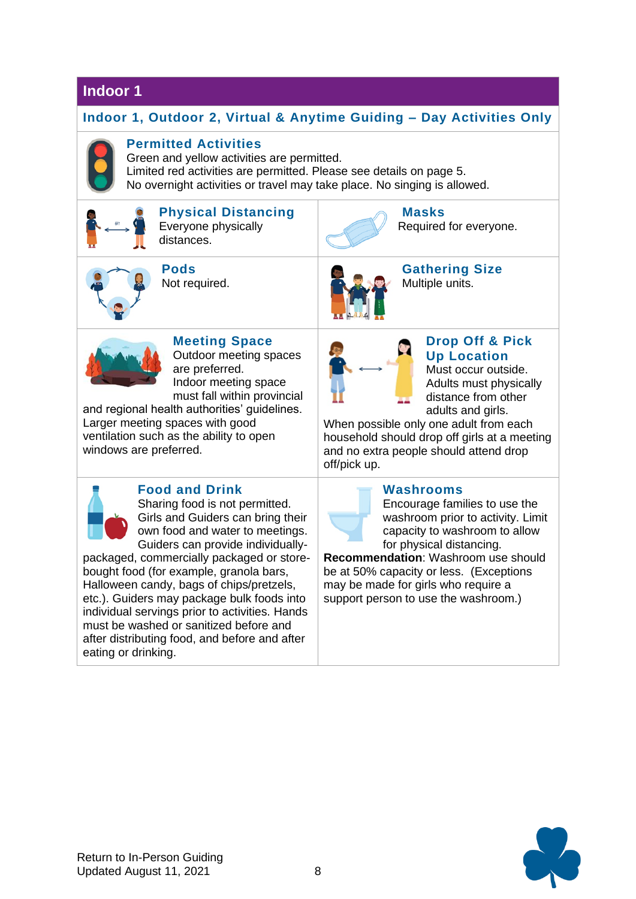# Indoor 1

## Indoor 1, Outdoor 2, Virtual & Anytime Guiding – Day Activities Only

### Permitted Activities

Green and yellow activities are permitted.
Limited red activities are permitted. Please see details on page 5.
No overnight activities or travel may take place. No singing is allowed.

### Physical Distancing

Everyone physically distances.

### Masks

Required for everyone.

### Pods

Not required.

### Gathering Size

Multiple units.

### Meeting Space

Outdoor meeting spaces are preferred.
Indoor meeting space must fall within provincial and regional health authorities' guidelines. Larger meeting spaces with good ventilation such as the ability to open windows are preferred.

### Drop Off & Pick Up Location

Must occur outside.
Adults must physically distance from other adults and girls.
When possible only one adult from each household should drop off girls at a meeting and no extra people should attend drop off/pick up.

### Food and Drink

Sharing food is not permitted. Girls and Guiders can bring their own food and water to meetings. Guiders can provide individually-packaged, commercially packaged or store-bought food (for example, granola bars, Halloween candy, bags of chips/pretzels, etc.). Guiders may package bulk foods into individual servings prior to activities. Hands must be washed or sanitized before and after distributing food, and before and after eating or drinking.

### Washrooms

Encourage families to use the washroom prior to activity. Limit capacity to washroom to allow for physical distancing.
**Recommendation**: Washroom use should be at 50% capacity or less. (Exceptions may be made for girls who require a support person to use the washroom.)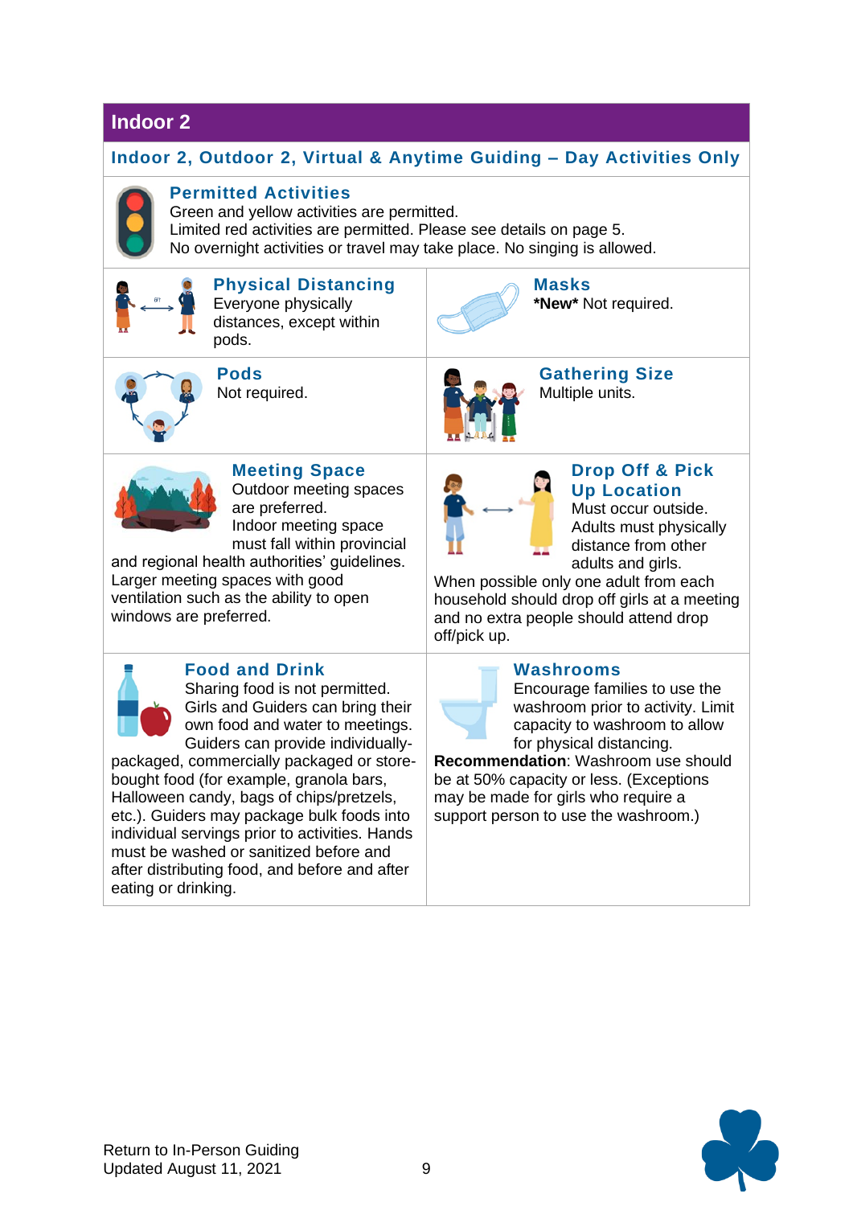## Indoor 2

### Indoor 2, Outdoor 2, Virtual & Anytime Guiding – Day Activities Only

### Permitted Activities

Green and yellow activities are permitted.
Limited red activities are permitted. Please see details on page 5.
No overnight activities or travel may take place. No singing is allowed.

### Physical Distancing

Everyone physically distances, except within pods.

### Masks

***New*** Not required.

### Pods

Not required.

### Gathering Size

Multiple units.

### Meeting Space

Outdoor meeting spaces are preferred.
Indoor meeting space must fall within provincial and regional health authorities' guidelines.
Larger meeting spaces with good ventilation such as the ability to open windows are preferred.

### Drop Off & Pick Up Location

Must occur outside.
Adults must physically distance from other adults and girls.
When possible only one adult from each household should drop off girls at a meeting and no extra people should attend drop off/pick up.

### Food and Drink

Sharing food is not permitted. Girls and Guiders can bring their own food and water to meetings. Guiders can provide individually-packaged, commercially packaged or store-bought food (for example, granola bars, Halloween candy, bags of chips/pretzels, etc.). Guiders may package bulk foods into individual servings prior to activities. Hands must be washed or sanitized before and after distributing food, and before and after eating or drinking.

### Washrooms

Encourage families to use the washroom prior to activity. Limit capacity to washroom to allow for physical distancing.
**Recommendation**: Washroom use should be at 50% capacity or less. (Exceptions may be made for girls who require a support person to use the washroom.)